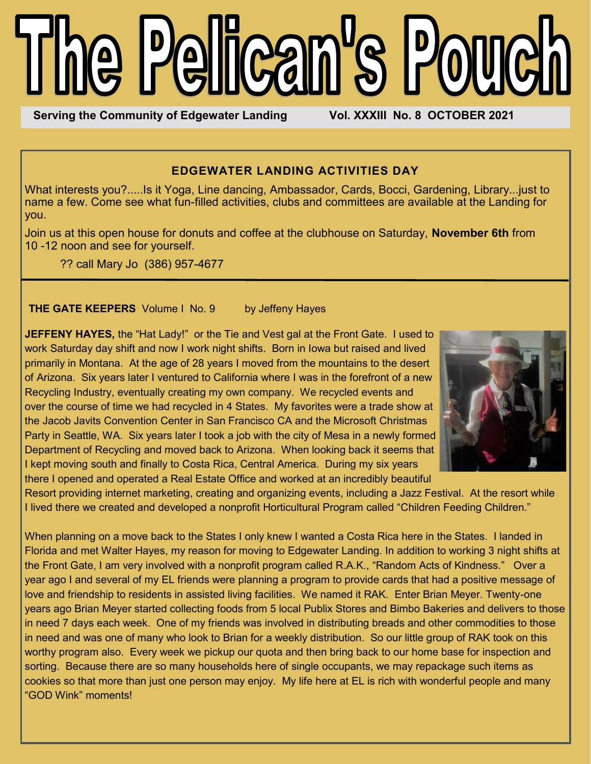# The Pelican's Pouch

**Serving the Community of Edgewater Landing** **Vol. XXXIII No. 8 OCTOBER 2021**

## EDGEWATER LANDING ACTIVITIES DAY

What interests you?.....Is it Yoga, Line dancing, Ambassador, Cards, Bocci, Gardening, Library...just to name a few. Come see what fun-filled activities, clubs and committees are available at the Landing for you.

Join us at this open house for donuts and coffee at the clubhouse on Saturday, **November 6th** from 10 -12 noon and see for yourself.

?? call Mary Jo (386) 957-4677

**THE GATE KEEPERS** Volume I No. 9 by Jeffeny Hayes

**JEFFENY HAYES,** the "Hat Lady!" or the Tie and Vest gal at the Front Gate. I used to work Saturday day shift and now I work night shifts. Born in Iowa but raised and lived primarily in Montana. At the age of 28 years I moved from the mountains to the desert of Arizona. Six years later I ventured to California where I was in the forefront of a new Recycling Industry, eventually creating my own company. We recycled events and over the course of time we had recycled in 4 States. My favorites were a trade show at the Jacob Javits Convention Center in San Francisco CA and the Microsoft Christmas Party in Seattle, WA. Six years later I took a job with the city of Mesa in a newly formed Department of Recycling and moved back to Arizona. When looking back it seems that I kept moving south and finally to Costa Rica, Central America. During my six years there I opened and operated a Real Estate Office and worked at an incredibly beautiful Resort providing internet marketing, creating and organizing events, including a Jazz Festival. At the resort while I lived there we created and developed a nonprofit Horticultural Program called "Children Feeding Children."

When planning on a move back to the States I only knew I wanted a Costa Rica here in the States. I landed in Florida and met Walter Hayes, my reason for moving to Edgewater Landing. In addition to working 3 night shifts at the Front Gate, I am very involved with a nonprofit program called R.A.K., "Random Acts of Kindness." Over a year ago I and several of my EL friends were planning a program to provide cards that had a positive message of love and friendship to residents in assisted living facilities. We named it RAK. Enter Brian Meyer. Twenty-one years ago Brian Meyer started collecting foods from 5 local Publix Stores and Bimbo Bakeries and delivers to those in need 7 days each week. One of my friends was involved in distributing breads and other commodities to those in need and was one of many who look to Brian for a weekly distribution. So our little group of RAK took on this worthy program also. Every week we pickup our quota and then bring back to our home base for inspection and sorting. Because there are so many households here of single occupants, we may repackage such items as cookies so that more than just one person may enjoy. My life here at EL is rich with wonderful people and many "GOD Wink" moments!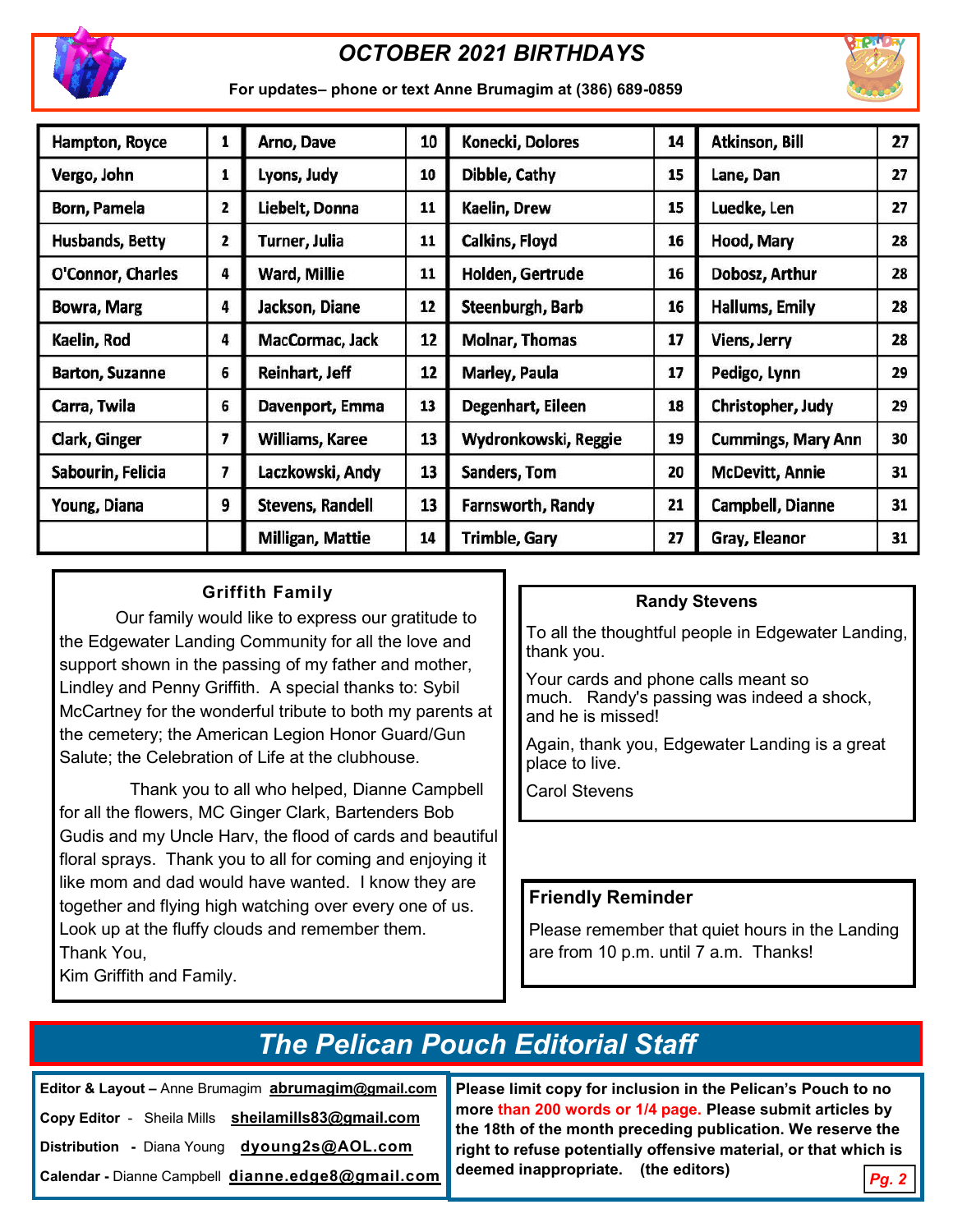## OCTOBER 2021 BIRTHDAYS

**For updates– phone or text Anne Brumagim at (386) 689-0859**

| Name | Day | Name | Day | Name | Day | Name | Day |
|---|---|---|---|---|---|---|---|
| Hampton, Royce | 1 | Arno, Dave | 10 | Konecki, Dolores | 14 | Atkinson, Bill | 27 |
| Vergo, John | 1 | Lyons, Judy | 10 | Dibble, Cathy | 15 | Lane, Dan | 27 |
| Born, Pamela | 2 | Liebelt, Donna | 11 | Kaelin, Drew | 15 | Luedke, Len | 27 |
| Husbands, Betty | 2 | Turner, Julia | 11 | Calkins, Floyd | 16 | Hood, Mary | 28 |
| O'Connor, Charles | 4 | Ward, Millie | 11 | Holden, Gertrude | 16 | Dobosz, Arthur | 28 |
| Bowra, Marg | 4 | Jackson, Diane | 12 | Steenburgh, Barb | 16 | Hallums, Emily | 28 |
| Kaelin, Rod | 4 | MacCormac, Jack | 12 | Molnar, Thomas | 17 | Viens, Jerry | 28 |
| Barton, Suzanne | 6 | Reinhart, Jeff | 12 | Marley, Paula | 17 | Pedigo, Lynn | 29 |
| Carra, Twila | 6 | Davenport, Emma | 13 | Degenhart, Eileen | 18 | Christopher, Judy | 29 |
| Clark, Ginger | 7 | Williams, Karee | 13 | Wydronkowski, Reggie | 19 | Cummings, Mary Ann | 30 |
| Sabourin, Felicia | 7 | Laczkowski, Andy | 13 | Sanders, Tom | 20 | McDevitt, Annie | 31 |
| Young, Diana | 9 | Stevens, Randell | 13 | Farnsworth, Randy | 21 | Campbell, Dianne | 31 |
| | | Milligan, Mattie | 14 | Trimble, Gary | 27 | Gray, Eleanor | 31 |

### Griffith Family

Our family would like to express our gratitude to the Edgewater Landing Community for all the love and support shown in the passing of my father and mother, Lindley and Penny Griffith. A special thanks to: Sybil McCartney for the wonderful tribute to both my parents at the cemetery; the American Legion Honor Guard/Gun Salute; the Celebration of Life at the clubhouse.

Thank you to all who helped, Dianne Campbell for all the flowers, MC Ginger Clark, Bartenders Bob Gudis and my Uncle Harv, the flood of cards and beautiful floral sprays. Thank you to all for coming and enjoying it like mom and dad would have wanted. I know they are together and flying high watching over every one of us. Look up at the fluffy clouds and remember them.
Thank You,
Kim Griffith and Family.

### Randy Stevens

To all the thoughtful people in Edgewater Landing, thank you.

Your cards and phone calls meant so much. Randy's passing was indeed a shock, and he is missed!

Again, thank you, Edgewater Landing is a great place to live.

Carol Stevens

### Friendly Reminder

Please remember that quiet hours in the Landing are from 10 p.m. until 7 a.m. Thanks!

## The Pelican Pouch Editorial Staff

**Editor & Layout –** Anne Brumagim **abrumagim@gmail.com**

**Copy Editor** - Sheila Mills **sheilamills83@gmail.com**

**Distribution** - Diana Young **dyoung2s@AOL.com**

**Calendar -** Dianne Campbell **dianne.edge8@gmail.com**

**Please limit copy for inclusion in the Pelican's Pouch to no more than 200 words or 1/4 page. Please submit articles by the 18th of the month preceding publication. We reserve the right to refuse potentially offensive material, or that which is deemed inappropriate. (the editors)**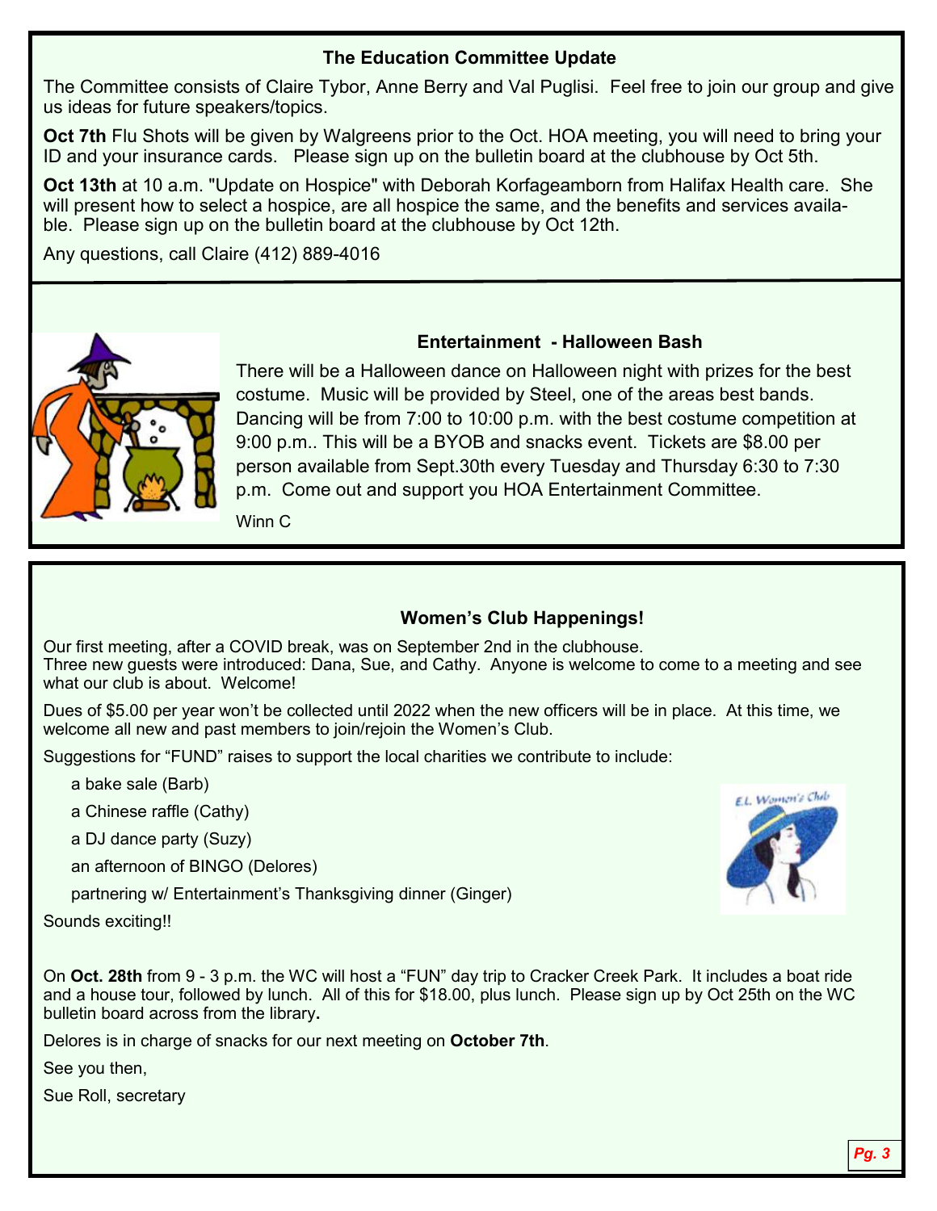### The Education Committee Update

The Committee consists of Claire Tybor, Anne Berry and Val Puglisi. Feel free to join our group and give us ideas for future speakers/topics.

**Oct 7th** Flu Shots will be given by Walgreens prior to the Oct. HOA meeting, you will need to bring your ID and your insurance cards. Please sign up on the bulletin board at the clubhouse by Oct 5th.

**Oct 13th** at 10 a.m. "Update on Hospice" with Deborah Korfageamborn from Halifax Health care. She will present how to select a hospice, are all hospice the same, and the benefits and services available. Please sign up on the bulletin board at the clubhouse by Oct 12th.

Any questions, call Claire (412) 889-4016

### Entertainment - Halloween Bash

There will be a Halloween dance on Halloween night with prizes for the best costume. Music will be provided by Steel, one of the areas best bands. Dancing will be from 7:00 to 10:00 p.m. with the best costume competition at 9:00 p.m.. This will be a BYOB and snacks event. Tickets are $8.00 per person available from Sept.30th every Tuesday and Thursday 6:30 to 7:30 p.m. Come out and support you HOA Entertainment Committee.

Winn C

### Women's Club Happenings!

Our first meeting, after a COVID break, was on September 2nd in the clubhouse.
Three new guests were introduced: Dana, Sue, and Cathy. Anyone is welcome to come to a meeting and see what our club is about. Welcome!

Dues of $5.00 per year won't be collected until 2022 when the new officers will be in place. At this time, we welcome all new and past members to join/rejoin the Women's Club.

Suggestions for "FUND" raises to support the local charities we contribute to include:

- a bake sale (Barb)
- a Chinese raffle (Cathy)
- a DJ dance party (Suzy)
- an afternoon of BINGO (Delores)
- partnering w/ Entertainment's Thanksgiving dinner (Ginger)

Sounds exciting!!

E.L. Women's Club

On **Oct. 28th** from 9 - 3 p.m. the WC will host a "FUN" day trip to Cracker Creek Park. It includes a boat ride and a house tour, followed by lunch. All of this for $18.00, plus lunch. Please sign up by Oct 25th on the WC bulletin board across from the library**.**

Delores is in charge of snacks for our next meeting on **October 7th**.

See you then,

Sue Roll, secretary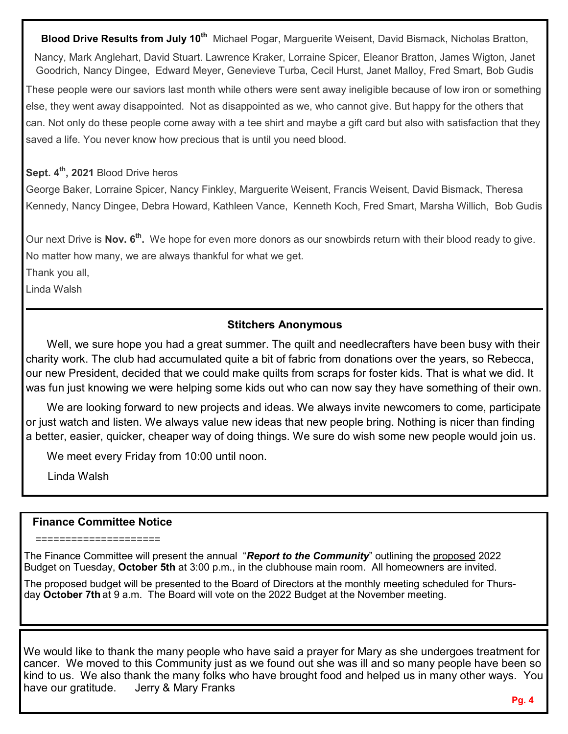**Blood Drive Results from July 10th** Michael Pogar, Marguerite Weisent, David Bismack, Nicholas Bratton, Nancy, Mark Anglehart, David Stuart. Lawrence Kraker, Lorraine Spicer, Eleanor Bratton, James Wigton, Janet Goodrich, Nancy Dingee, Edward Meyer, Genevieve Turba, Cecil Hurst, Janet Malloy, Fred Smart, Bob Gudis

These people were our saviors last month while others were sent away ineligible because of low iron or something else, they went away disappointed. Not as disappointed as we, who cannot give. But happy for the others that can. Not only do these people come away with a tee shirt and maybe a gift card but also with satisfaction that they saved a life. You never know how precious that is until you need blood.

**Sept. 4th, 2021** Blood Drive heros

George Baker, Lorraine Spicer, Nancy Finkley, Marguerite Weisent, Francis Weisent, David Bismack, Theresa Kennedy, Nancy Dingee, Debra Howard, Kathleen Vance, Kenneth Koch, Fred Smart, Marsha Willich, Bob Gudis

Our next Drive is **Nov. 6th.** We hope for even more donors as our snowbirds return with their blood ready to give. No matter how many, we are always thankful for what we get.

Thank you all,

Linda Walsh

---

## Stitchers Anonymous

Well, we sure hope you had a great summer. The quilt and needlecrafters have been busy with their charity work. The club had accumulated quite a bit of fabric from donations over the years, so Rebecca, our new President, decided that we could make quilts from scraps for foster kids. That is what we did. It was fun just knowing we were helping some kids out who can now say they have something of their own.

We are looking forward to new projects and ideas. We always invite newcomers to come, participate or just watch and listen. We always value new ideas that new people bring. Nothing is nicer than finding a better, easier, quicker, cheaper way of doing things. We sure do wish some new people would join us.

We meet every Friday from 10:00 until noon.

Linda Walsh

---

## Finance Committee Notice

====================

The Finance Committee will present the annual "***Report to the Community***" outlining the proposed 2022 Budget on Tuesday, **October 5th** at 3:00 p.m., in the clubhouse main room. All homeowners are invited.

The proposed budget will be presented to the Board of Directors at the monthly meeting scheduled for Thursday **October 7th** at 9 a.m. The Board will vote on the 2022 Budget at the November meeting.

---

We would like to thank the many people who have said a prayer for Mary as she undergoes treatment for cancer. We moved to this Community just as we found out she was ill and so many people have been so kind to us. We also thank the many folks who have brought food and helped us in many other ways. You have our gratitude. Jerry & Mary Franks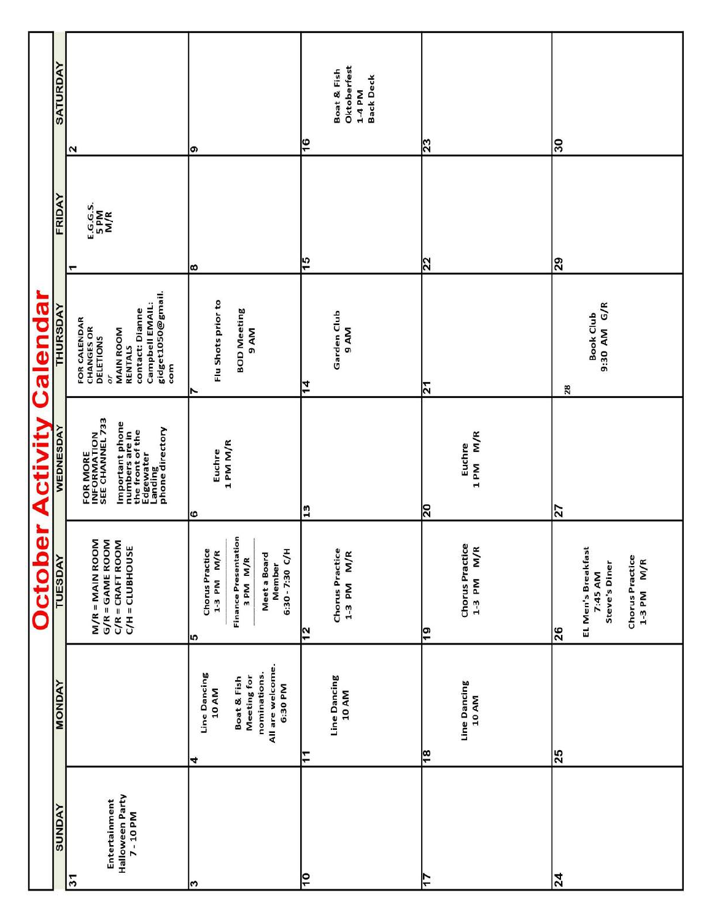# October Activity Calendar

| SUNDAY | MONDAY | TUESDAY | WEDNESDAY | THURSDAY | FRIDAY | SATURDAY |
|---|---|---|---|---|---|---|
| 31<br>Entertainment Halloween Party<br>7 - 10 PM | | M/R = MAIN ROOM<br>G/R = GAME ROOM<br>C/R = CRAFT ROOM<br>C/H = CLUBHOUSE | FOR MORE INFORMATION SEE CHANNEL 733<br>Important phone numbers are in the front of the Edgewater Landing phone directory | FOR CALENDAR CHANGES OR DELETIONS *or* MAIN ROOM RENTALS contact: Dianne Campbell EMAIL: gidget1050@gmail.com | 1<br>E.G.G.S.<br>5 PM<br>M/R | 2 |
| 3 | 4<br>Line Dancing<br>10 AM<br>Boat & Fish Meeting for nominations. All are welcome.<br>6:30 PM | 5<br>Chorus Practice<br>1-3 PM M/R<br>Finance Presentation<br>3 PM M/R<br>Meet a Board Member<br>6:30 - 7:30 C/H | 6<br>Euchre<br>1 PM M/R | 7<br>Flu Shots prior to<br>BOD Meeting<br>9 AM | 8 | 9 |
| 10 | 11<br>Line Dancing<br>10 AM | 12<br>Chorus Practice<br>1-3 PM M/R | 13 | 14<br>Garden Club<br>9 AM | 15 | 16<br>Boat & Fish Oktoberfest<br>1-4 PM<br>Back Deck |
| 17 | 18<br>Line Dancing<br>10 AM | 19<br>Chorus Practice<br>1-3 PM M/R | 20<br>Euchre<br>1 PM M/R | 21 | 22 | 23 |
| 24 | 25 | 26<br>EL Men's Breakfast<br>7:45 AM<br>Steve's Diner<br>Chorus Practice<br>1-3 PM M/R | 27 | 28<br>Book Club<br>9:30 AM G/R | 29 | 30 |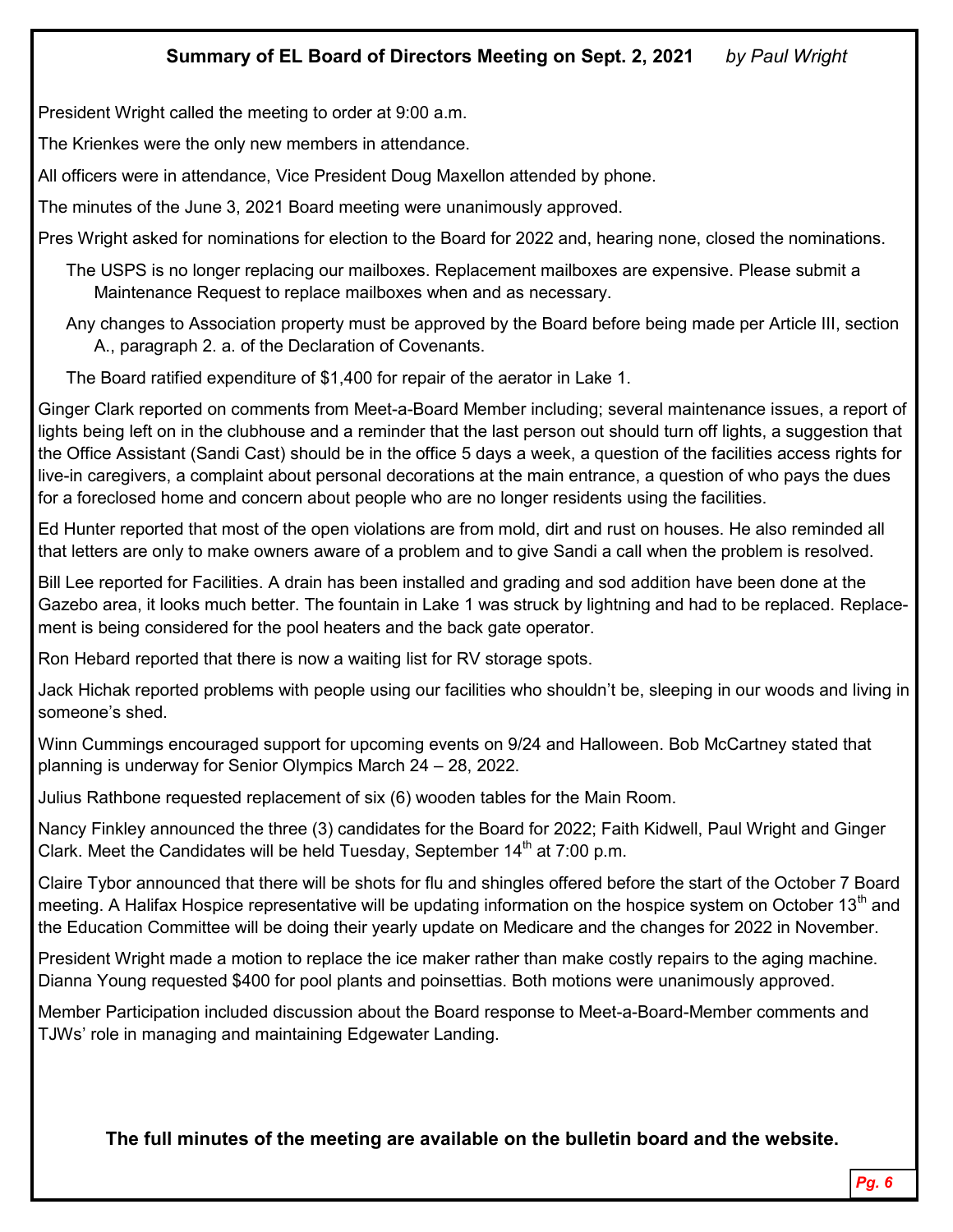## Summary of EL Board of Directors Meeting on Sept. 2, 2021 *by Paul Wright*

President Wright called the meeting to order at 9:00 a.m.

The Krienkes were the only new members in attendance.

All officers were in attendance, Vice President Doug Maxellon attended by phone.

The minutes of the June 3, 2021 Board meeting were unanimously approved.

Pres Wright asked for nominations for election to the Board for 2022 and, hearing none, closed the nominations.

The USPS is no longer replacing our mailboxes. Replacement mailboxes are expensive. Please submit a Maintenance Request to replace mailboxes when and as necessary.

Any changes to Association property must be approved by the Board before being made per Article III, section A., paragraph 2. a. of the Declaration of Covenants.

The Board ratified expenditure of $1,400 for repair of the aerator in Lake 1.

Ginger Clark reported on comments from Meet-a-Board Member including; several maintenance issues, a report of lights being left on in the clubhouse and a reminder that the last person out should turn off lights, a suggestion that the Office Assistant (Sandi Cast) should be in the office 5 days a week, a question of the facilities access rights for live-in caregivers, a complaint about personal decorations at the main entrance, a question of who pays the dues for a foreclosed home and concern about people who are no longer residents using the facilities.

Ed Hunter reported that most of the open violations are from mold, dirt and rust on houses. He also reminded all that letters are only to make owners aware of a problem and to give Sandi a call when the problem is resolved.

Bill Lee reported for Facilities. A drain has been installed and grading and sod addition have been done at the Gazebo area, it looks much better. The fountain in Lake 1 was struck by lightning and had to be replaced. Replacement is being considered for the pool heaters and the back gate operator.

Ron Hebard reported that there is now a waiting list for RV storage spots.

Jack Hichak reported problems with people using our facilities who shouldn't be, sleeping in our woods and living in someone's shed.

Winn Cummings encouraged support for upcoming events on 9/24 and Halloween. Bob McCartney stated that planning is underway for Senior Olympics March 24 – 28, 2022.

Julius Rathbone requested replacement of six (6) wooden tables for the Main Room.

Nancy Finkley announced the three (3) candidates for the Board for 2022; Faith Kidwell, Paul Wright and Ginger Clark. Meet the Candidates will be held Tuesday, September 14th at 7:00 p.m.

Claire Tybor announced that there will be shots for flu and shingles offered before the start of the October 7 Board meeting. A Halifax Hospice representative will be updating information on the hospice system on October 13th and the Education Committee will be doing their yearly update on Medicare and the changes for 2022 in November.

President Wright made a motion to replace the ice maker rather than make costly repairs to the aging machine. Dianna Young requested $400 for pool plants and poinsettias. Both motions were unanimously approved.

Member Participation included discussion about the Board response to Meet-a-Board-Member comments and TJWs' role in managing and maintaining Edgewater Landing.

**The full minutes of the meeting are available on the bulletin board and the website.**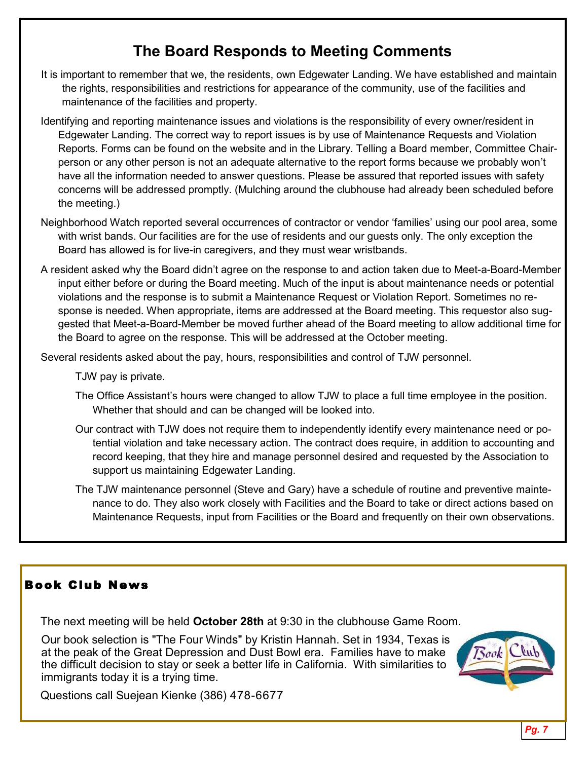# The Board Responds to Meeting Comments

It is important to remember that we, the residents, own Edgewater Landing. We have established and maintain the rights, responsibilities and restrictions for appearance of the community, use of the facilities and maintenance of the facilities and property.

Identifying and reporting maintenance issues and violations is the responsibility of every owner/resident in Edgewater Landing. The correct way to report issues is by use of Maintenance Requests and Violation Reports. Forms can be found on the website and in the Library. Telling a Board member, Committee Chairperson or any other person is not an adequate alternative to the report forms because we probably won't have all the information needed to answer questions. Please be assured that reported issues with safety concerns will be addressed promptly. (Mulching around the clubhouse had already been scheduled before the meeting.)

Neighborhood Watch reported several occurrences of contractor or vendor 'families' using our pool area, some with wrist bands. Our facilities are for the use of residents and our guests only. The only exception the Board has allowed is for live-in caregivers, and they must wear wristbands.

A resident asked why the Board didn't agree on the response to and action taken due to Meet-a-Board-Member input either before or during the Board meeting. Much of the input is about maintenance needs or potential violations and the response is to submit a Maintenance Request or Violation Report. Sometimes no response is needed. When appropriate, items are addressed at the Board meeting. This requestor also suggested that Meet-a-Board-Member be moved further ahead of the Board meeting to allow additional time for the Board to agree on the response. This will be addressed at the October meeting.

Several residents asked about the pay, hours, responsibilities and control of TJW personnel.

TJW pay is private.

The Office Assistant's hours were changed to allow TJW to place a full time employee in the position. Whether that should and can be changed will be looked into.

Our contract with TJW does not require them to independently identify every maintenance need or potential violation and take necessary action. The contract does require, in addition to accounting and record keeping, that they hire and manage personnel desired and requested by the Association to support us maintaining Edgewater Landing.

The TJW maintenance personnel (Steve and Gary) have a schedule of routine and preventive maintenance to do. They also work closely with Facilities and the Board to take or direct actions based on Maintenance Requests, input from Facilities or the Board and frequently on their own observations.

## Book Club News

The next meeting will be held **October 28th** at 9:30 in the clubhouse Game Room.

Our book selection is "The Four Winds" by Kristin Hannah. Set in 1934, Texas is at the peak of the Great Depression and Dust Bowl era. Families have to make the difficult decision to stay or seek a better life in California. With similarities to immigrants today it is a trying time.

Questions call Suejean Kienke (386) 478-6677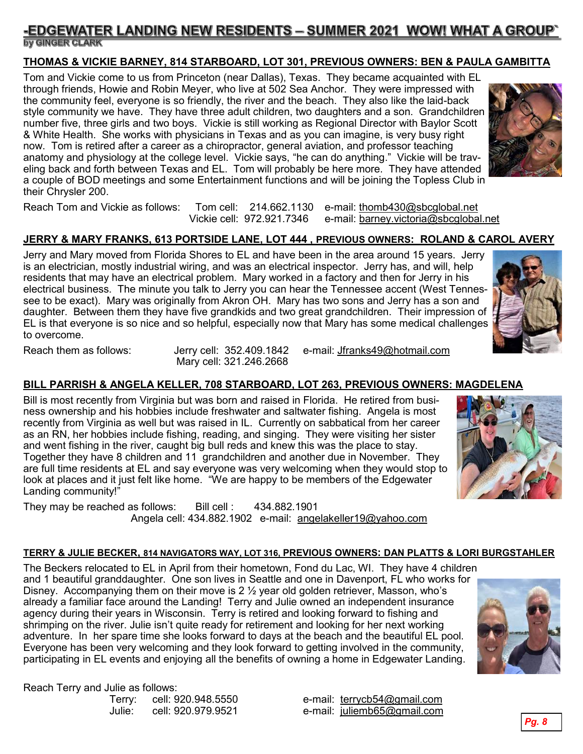# -EDGEWATER LANDING NEW RESIDENTS – SUMMER 2021 WOW! WHAT A GROUP`

**by GINGER CLARK**

## THOMAS & VICKIE BARNEY, 814 STARBOARD, LOT 301, PREVIOUS OWNERS: BEN & PAULA GAMBITTA

Tom and Vickie come to us from Princeton (near Dallas), Texas. They became acquainted with EL through friends, Howie and Robin Meyer, who live at 502 Sea Anchor. They were impressed with the community feel, everyone is so friendly, the river and the beach. They also like the laid-back style community we have. They have three adult children, two daughters and a son. Grandchildren number five, three girls and two boys. Vickie is still working as Regional Director with Baylor Scott & White Health. She works with physicians in Texas and as you can imagine, is very busy right now. Tom is retired after a career as a chiropractor, general aviation, and professor teaching anatomy and physiology at the college level. Vickie says, "he can do anything." Vickie will be traveling back and forth between Texas and EL. Tom will probably be here more. They have attended a couple of BOD meetings and some Entertainment functions and will be joining the Topless Club in their Chrysler 200.

Reach Tom and Vickie as follows: Tom cell: 214.662.1130 e-mail: thomb430@sbcglobal.net
Vickie cell: 972.921.7346 e-mail: barney.victoria@sbcglobal.net

## JERRY & MARY FRANKS, 613 PORTSIDE LANE, LOT 444 , PREVIOUS OWNERS: ROLAND & CAROL AVERY

Jerry and Mary moved from Florida Shores to EL and have been in the area around 15 years. Jerry is an electrician, mostly industrial wiring, and was an electrical inspector. Jerry has, and will, help residents that may have an electrical problem. Mary worked in a factory and then for Jerry in his electrical business. The minute you talk to Jerry you can hear the Tennessee accent (West Tennessee to be exact). Mary was originally from Akron OH. Mary has two sons and Jerry has a son and daughter. Between them they have five grandkids and two great grandchildren. Their impression of EL is that everyone is so nice and so helpful, especially now that Mary has some medical challenges to overcome.

Reach them as follows: Jerry cell: 352.409.1842 e-mail: Jfranks49@hotmail.com
Mary cell: 321.246.2668

## BILL PARRISH & ANGELA KELLER, 708 STARBOARD, LOT 263, PREVIOUS OWNERS: MAGDELENA

Bill is most recently from Virginia but was born and raised in Florida. He retired from business ownership and his hobbies include freshwater and saltwater fishing. Angela is most recently from Virginia as well but was raised in IL. Currently on sabbatical from her career as an RN, her hobbies include fishing, reading, and singing. They were visiting her sister and went fishing in the river, caught big bull reds and knew this was the place to stay. Together they have 8 children and 11 grandchildren and another due in November. They are full time residents at EL and say everyone was very welcoming when they would stop to look at places and it just felt like home. "We are happy to be members of the Edgewater Landing community!"

They may be reached as follows: Bill cell : 434.882.1901
Angela cell: 434.882.1902 e-mail: angelakeller19@yahoo.com

## TERRY & JULIE BECKER, 814 NAVIGATORS WAY, LOT 316, PREVIOUS OWNERS: DAN PLATTS & LORI BURGSTAHLER

The Beckers relocated to EL in April from their hometown, Fond du Lac, WI. They have 4 children and 1 beautiful granddaughter. One son lives in Seattle and one in Davenport, FL who works for Disney. Accompanying them on their move is 2 ½ year old golden retriever, Masson, who's already a familiar face around the Landing! Terry and Julie owned an independent insurance agency during their years in Wisconsin. Terry is retired and looking forward to fishing and shrimping on the river. Julie isn't quite ready for retirement and looking for her next working adventure. In her spare time she looks forward to days at the beach and the beautiful EL pool. Everyone has been very welcoming and they look forward to getting involved in the community, participating in EL events and enjoying all the benefits of owning a home in Edgewater Landing.

Reach Terry and Julie as follows:
Terry: cell: 920.948.5550 e-mail: terrycb54@gmail.com
Julie: cell: 920.979.9521 e-mail: juliemb65@gmail.com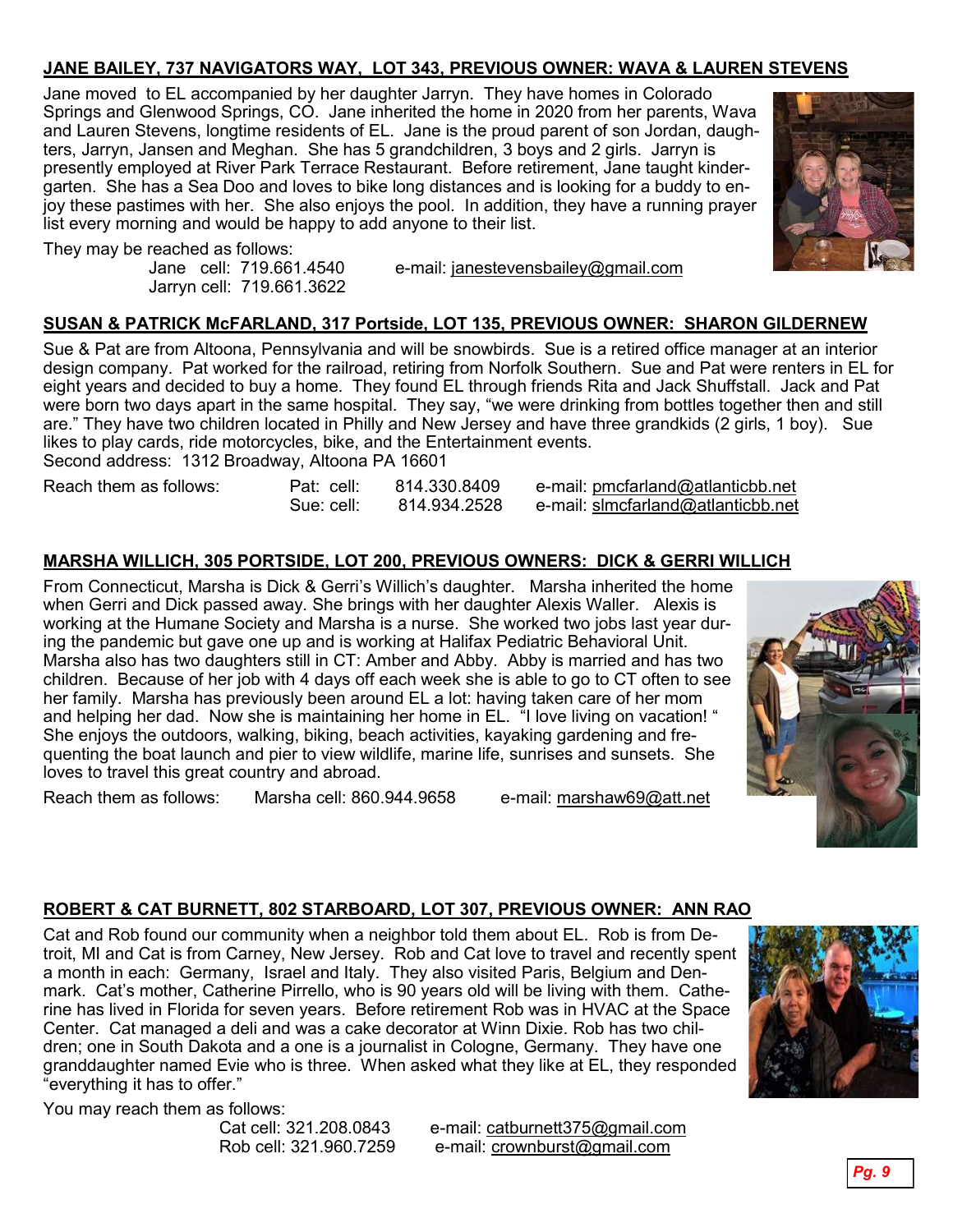## JANE BAILEY, 737 NAVIGATORS WAY, LOT 343, PREVIOUS OWNER: WAVA & LAUREN STEVENS

Jane moved to EL accompanied by her daughter Jarryn. They have homes in Colorado Springs and Glenwood Springs, CO. Jane inherited the home in 2020 from her parents, Wava and Lauren Stevens, longtime residents of EL. Jane is the proud parent of son Jordan, daughters, Jarryn, Jansen and Meghan. She has 5 grandchildren, 3 boys and 2 girls. Jarryn is presently employed at River Park Terrace Restaurant. Before retirement, Jane taught kindergarten. She has a Sea Doo and loves to bike long distances and is looking for a buddy to enjoy these pastimes with her. She also enjoys the pool. In addition, they have a running prayer list every morning and would be happy to add anyone to their list.

They may be reached as follows:

Jane cell: 719.661.4540 e-mail: janestevensbailey@gmail.com
Jarryn cell: 719.661.3622

## SUSAN & PATRICK McFARLAND, 317 Portside, LOT 135, PREVIOUS OWNER: SHARON GILDERNEW

Sue & Pat are from Altoona, Pennsylvania and will be snowbirds. Sue is a retired office manager at an interior design company. Pat worked for the railroad, retiring from Norfolk Southern. Sue and Pat were renters in EL for eight years and decided to buy a home. They found EL through friends Rita and Jack Shuffstall. Jack and Pat were born two days apart in the same hospital. They say, "we were drinking from bottles together then and still are." They have two children located in Philly and New Jersey and have three grandkids (2 girls, 1 boy). Sue likes to play cards, ride motorcycles, bike, and the Entertainment events.
Second address: 1312 Broadway, Altoona PA 16601

Reach them as follows: Pat: cell: 814.330.8409 e-mail: pmcfarland@atlanticbb.net
Sue: cell: 814.934.2528 e-mail: slmcfarland@atlanticbb.net

## MARSHA WILLICH, 305 PORTSIDE, LOT 200, PREVIOUS OWNERS: DICK & GERRI WILLICH

From Connecticut, Marsha is Dick & Gerri's Willich's daughter. Marsha inherited the home when Gerri and Dick passed away. She brings with her daughter Alexis Waller. Alexis is working at the Humane Society and Marsha is a nurse. She worked two jobs last year during the pandemic but gave one up and is working at Halifax Pediatric Behavioral Unit. Marsha also has two daughters still in CT: Amber and Abby. Abby is married and has two children. Because of her job with 4 days off each week she is able to go to CT often to see her family. Marsha has previously been around EL a lot: having taken care of her mom and helping her dad. Now she is maintaining her home in EL. "I love living on vacation! " She enjoys the outdoors, walking, biking, beach activities, kayaking gardening and frequenting the boat launch and pier to view wildlife, marine life, sunrises and sunsets. She loves to travel this great country and abroad.

Reach them as follows: Marsha cell: 860.944.9658 e-mail: marshaw69@att.net

## ROBERT & CAT BURNETT, 802 STARBOARD, LOT 307, PREVIOUS OWNER: ANN RAO

Cat and Rob found our community when a neighbor told them about EL. Rob is from Detroit, MI and Cat is from Carney, New Jersey. Rob and Cat love to travel and recently spent a month in each: Germany, Israel and Italy. They also visited Paris, Belgium and Denmark. Cat's mother, Catherine Pirrello, who is 90 years old will be living with them. Catherine has lived in Florida for seven years. Before retirement Rob was in HVAC at the Space Center. Cat managed a deli and was a cake decorator at Winn Dixie. Rob has two children; one in South Dakota and a one is a journalist in Cologne, Germany. They have one granddaughter named Evie who is three. When asked what they like at EL, they responded "everything it has to offer."

You may reach them as follows:

Cat cell: 321.208.0843 e-mail: catburnett375@gmail.com
Rob cell: 321.960.7259 e-mail: crownburst@gmail.com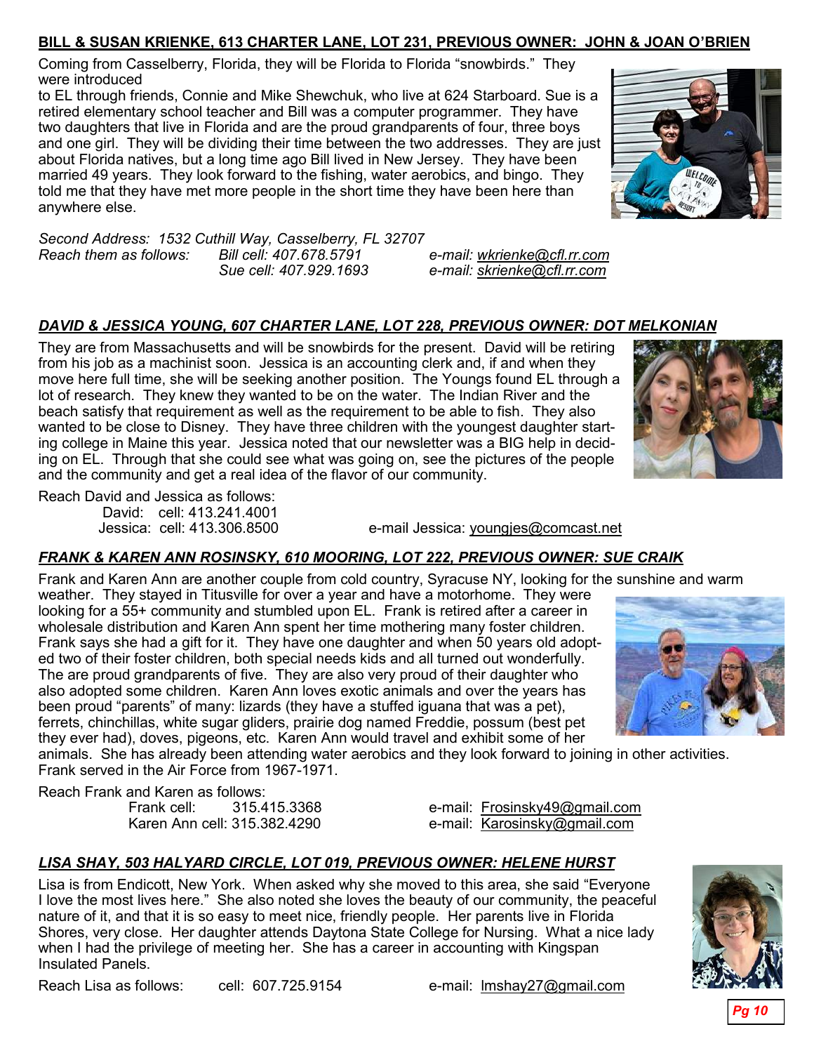**BILL & SUSAN KRIENKE, 613 CHARTER LANE, LOT 231, PREVIOUS OWNER: JOHN & JOAN O'BRIEN**

Coming from Casselberry, Florida, they will be Florida to Florida "snowbirds." They were introduced to EL through friends, Connie and Mike Shewchuk, who live at 624 Starboard. Sue is a retired elementary school teacher and Bill was a computer programmer. They have two daughters that live in Florida and are the proud grandparents of four, three boys and one girl. They will be dividing their time between the two addresses. They are just about Florida natives, but a long time ago Bill lived in New Jersey. They have been married 49 years. They look forward to the fishing, water aerobics, and bingo. They told me that they have met more people in the short time they have been here than anywhere else.

*Second Address: 1532 Cuthill Way, Casselberry, FL 32707*
*Reach them as follows: Bill cell: 407.678.5791 e-mail: wkrienke@cfl.rr.com*
*Sue cell: 407.929.1693 e-mail: skrienke@cfl.rr.com*

***DAVID & JESSICA YOUNG, 607 CHARTER LANE, LOT 228, PREVIOUS OWNER: DOT MELKONIAN***

They are from Massachusetts and will be snowbirds for the present. David will be retiring from his job as a machinist soon. Jessica is an accounting clerk and, if and when they move here full time, she will be seeking another position. The Youngs found EL through a lot of research. They knew they wanted to be on the water. The Indian River and the beach satisfy that requirement as well as the requirement to be able to fish. They also wanted to be close to Disney. They have three children with the youngest daughter starting college in Maine this year. Jessica noted that our newsletter was a BIG help in deciding on EL. Through that she could see what was going on, see the pictures of the people and the community and get a real idea of the flavor of our community.

Reach David and Jessica as follows:
David: cell: 413.241.4001
Jessica: cell: 413.306.8500 e-mail Jessica: youngjes@comcast.net

***FRANK & KAREN ANN ROSINSKY, 610 MOORING, LOT 222, PREVIOUS OWNER: SUE CRAIK***

Frank and Karen Ann are another couple from cold country, Syracuse NY, looking for the sunshine and warm weather. They stayed in Titusville for over a year and have a motorhome. They were looking for a 55+ community and stumbled upon EL. Frank is retired after a career in wholesale distribution and Karen Ann spent her time mothering many foster children. Frank says she had a gift for it. They have one daughter and when 50 years old adopted two of their foster children, both special needs kids and all turned out wonderfully. The are proud grandparents of five. They are also very proud of their daughter who also adopted some children. Karen Ann loves exotic animals and over the years has been proud "parents" of many: lizards (they have a stuffed iguana that was a pet), ferrets, chinchillas, white sugar gliders, prairie dog named Freddie, possum (best pet they ever had), doves, pigeons, etc. Karen Ann would travel and exhibit some of her animals. She has already been attending water aerobics and they look forward to joining in other activities. Frank served in the Air Force from 1967-1971.

Reach Frank and Karen as follows:
Frank cell: 315.415.3368 e-mail: Frosinsky49@gmail.com
Karen Ann cell: 315.382.4290 e-mail: Karosinsky@gmail.com

***LISA SHAY, 503 HALYARD CIRCLE, LOT 019, PREVIOUS OWNER: HELENE HURST***

Lisa is from Endicott, New York. When asked why she moved to this area, she said "Everyone I love the most lives here." She also noted she loves the beauty of our community, the peaceful nature of it, and that it is so easy to meet nice, friendly people. Her parents live in Florida Shores, very close. Her daughter attends Daytona State College for Nursing. What a nice lady when I had the privilege of meeting her. She has a career in accounting with Kingspan Insulated Panels.

Reach Lisa as follows: cell: 607.725.9154 e-mail: lmshay27@gmail.com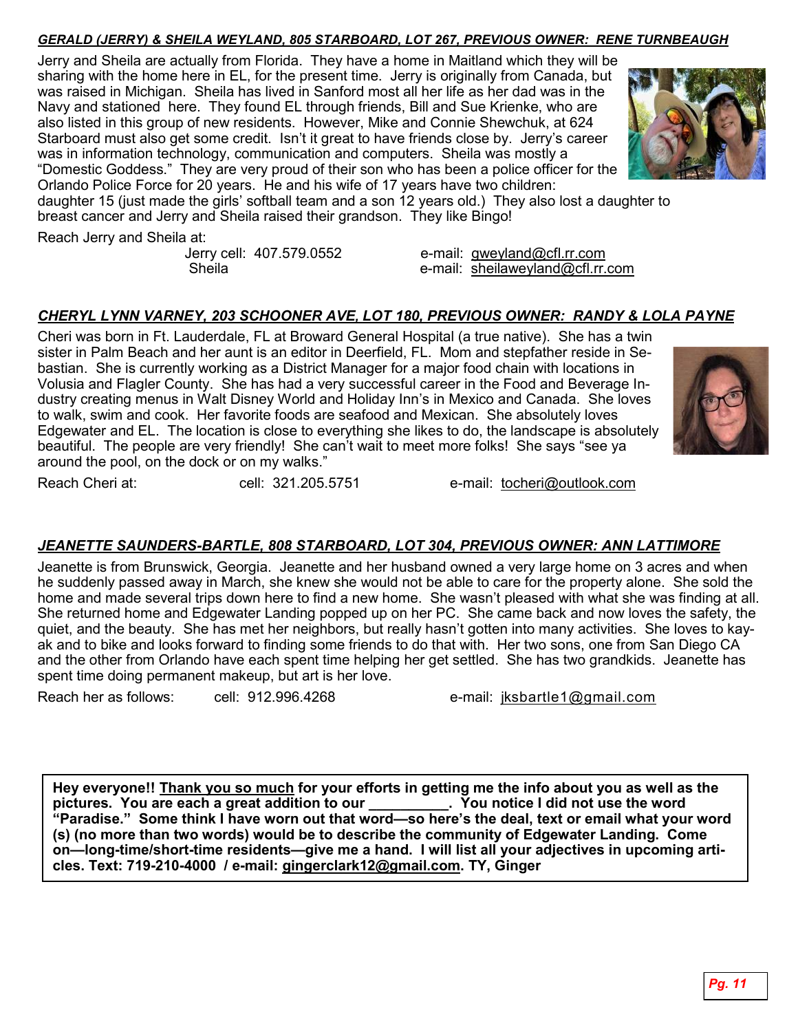***GERALD (JERRY) & SHEILA WEYLAND, 805 STARBOARD, LOT 267, PREVIOUS OWNER: RENE TURNBEAUGH***

Jerry and Sheila are actually from Florida. They have a home in Maitland which they will be sharing with the home here in EL, for the present time. Jerry is originally from Canada, but was raised in Michigan. Sheila has lived in Sanford most all her life as her dad was in the Navy and stationed here. They found EL through friends, Bill and Sue Krienke, who are also listed in this group of new residents. However, Mike and Connie Shewchuk, at 624 Starboard must also get some credit. Isn't it great to have friends close by. Jerry's career was in information technology, communication and computers. Sheila was mostly a "Domestic Goddess." They are very proud of their son who has been a police officer for the Orlando Police Force for 20 years. He and his wife of 17 years have two children: daughter 15 (just made the girls' softball team and a son 12 years old.) They also lost a daughter to breast cancer and Jerry and Sheila raised their grandson. They like Bingo!

Reach Jerry and Sheila at:

Jerry cell: 407.579.0552 — e-mail: gweyland@cfl.rr.com

Sheila — e-mail: sheilaweyland@cfl.rr.com

***CHERYL LYNN VARNEY, 203 SCHOONER AVE, LOT 180, PREVIOUS OWNER: RANDY & LOLA PAYNE***

Cheri was born in Ft. Lauderdale, FL at Broward General Hospital (a true native). She has a twin sister in Palm Beach and her aunt is an editor in Deerfield, FL. Mom and stepfather reside in Sebastian. She is currently working as a District Manager for a major food chain with locations in Volusia and Flagler County. She has had a very successful career in the Food and Beverage Industry creating menus in Walt Disney World and Holiday Inn's in Mexico and Canada. She loves to walk, swim and cook. Her favorite foods are seafood and Mexican. She absolutely loves Edgewater and EL. The location is close to everything she likes to do, the landscape is absolutely beautiful. The people are very friendly! She can't wait to meet more folks! She says "see ya around the pool, on the dock or on my walks."

Reach Cheri at: cell: 321.205.5751 — e-mail: tocheri@outlook.com

***JEANETTE SAUNDERS-BARTLE, 808 STARBOARD, LOT 304, PREVIOUS OWNER: ANN LATTIMORE***

Jeanette is from Brunswick, Georgia. Jeanette and her husband owned a very large home on 3 acres and when he suddenly passed away in March, she knew she would not be able to care for the property alone. She sold the home and made several trips down here to find a new home. She wasn't pleased with what she was finding at all. She returned home and Edgewater Landing popped up on her PC. She came back and now loves the safety, the quiet, and the beauty. She has met her neighbors, but really hasn't gotten into many activities. She loves to kayak and to bike and looks forward to finding some friends to do that with. Her two sons, one from San Diego CA and the other from Orlando have each spent time helping her get settled. She has two grandkids. Jeanette has spent time doing permanent makeup, but art is her love.

Reach her as follows: cell: 912.996.4268 — e-mail: jksbartle1@gmail.com

**Hey everyone!! Thank you so much for your efforts in getting me the info about you as well as the pictures. You are each a great addition to our __________. You notice I did not use the word "Paradise." Some think I have worn out that word—so here's the deal, text or email what your word (s) (no more than two words) would be to describe the community of Edgewater Landing. Come on—long-time/short-time residents—give me a hand. I will list all your adjectives in upcoming articles. Text: 719-210-4000 / e-mail: gingerclark12@gmail.com. TY, Ginger**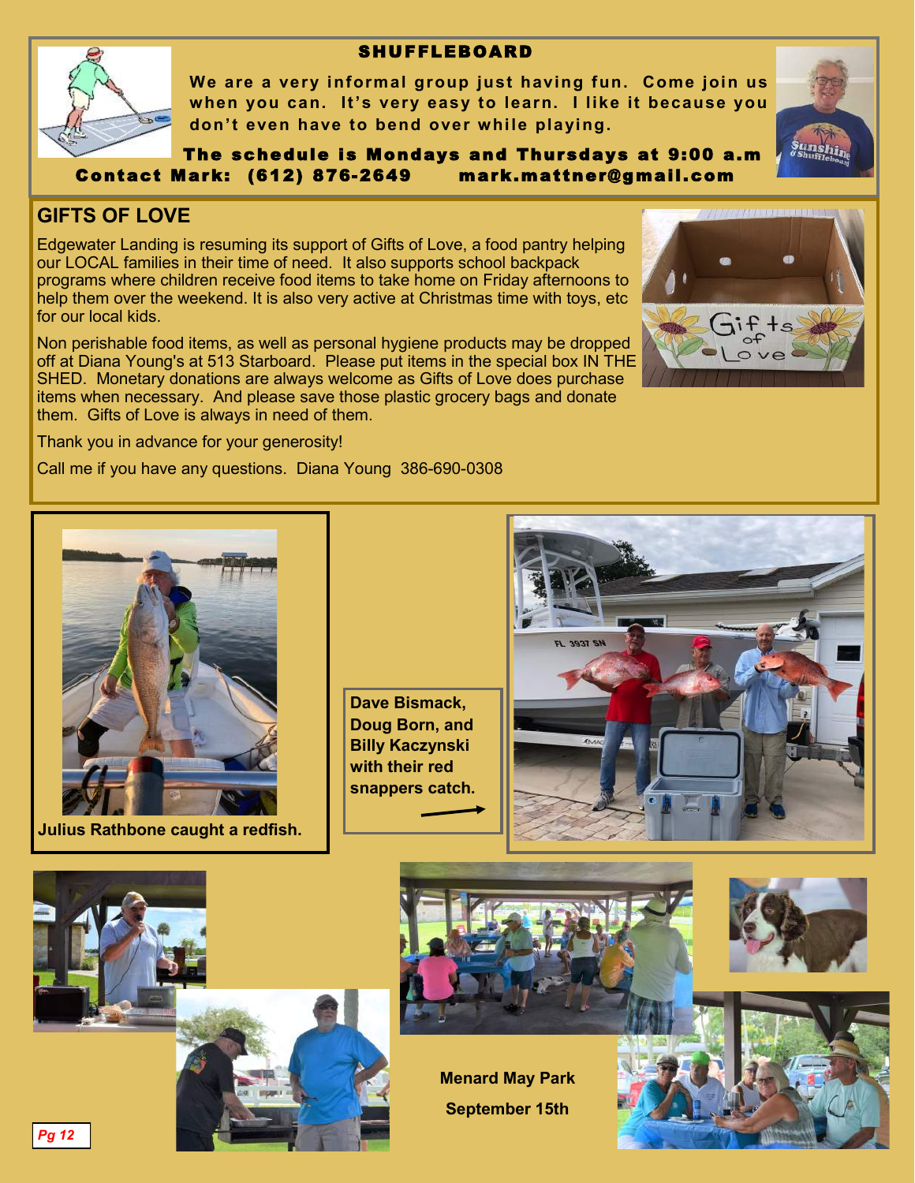## SHUFFLEBOARD

We are a very informal group just having fun. Come join us when you can. It's very easy to learn. I like it because you don't even have to bend over while playing.

**The schedule is Mondays and Thursdays at 9:00 a.m**

**Contact Mark: (612) 876-2649 mark.mattner@gmail.com**

## GIFTS OF LOVE

Edgewater Landing is resuming its support of Gifts of Love, a food pantry helping our LOCAL families in their time of need. It also supports school backpack programs where children receive food items to take home on Friday afternoons to help them over the weekend. It is also very active at Christmas time with toys, etc for our local kids.

Non perishable food items, as well as personal hygiene products may be dropped off at Diana Young's at 513 Starboard. Please put items in the special box IN THE SHED. Monetary donations are always welcome as Gifts of Love does purchase items when necessary. And please save those plastic grocery bags and donate them. Gifts of Love is always in need of them.

Thank you in advance for your generosity!

Call me if you have any questions. Diana Young 386-690-0308

**Julius Rathbone caught a redfish.**

**Dave Bismack, Doug Born, and Billy Kaczynski with their red snappers catch.**

**Menard May Park**

**September 15th**